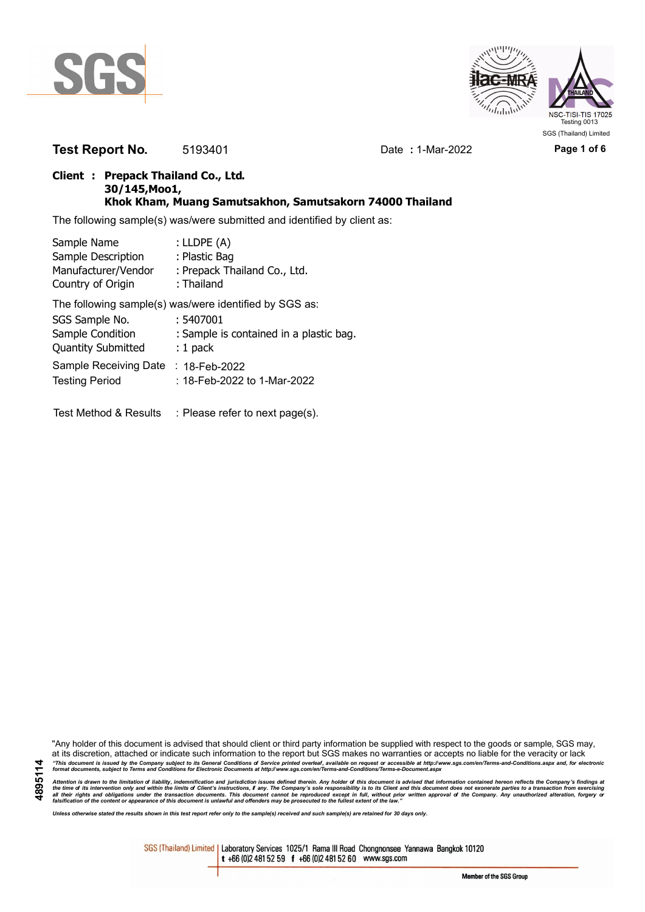**Test Report No.** 5193401 Date **:** 1-Mar-2022

**Client : Prepack Thailand Co., Ltd.**
**30/145,Moo1,**
**Khok Kham, Muang Samutsakhon, Samutsakorn 74000 Thailand**

The following sample(s) was/were submitted and identified by client as:

| | |
|---|---|
| Sample Name | : LLDPE (A) |
| Sample Description | : Plastic Bag |
| Manufacturer/Vendor | : Prepack Thailand Co., Ltd. |
| Country of Origin | : Thailand |

The following sample(s) was/were identified by SGS as:

| | |
|---|---|
| SGS Sample No. | : 5407001 |
| Sample Condition | : Sample is contained in a plastic bag. |
| Quantity Submitted | : 1 pack |
| Sample Receiving Date | : 18-Feb-2022 |
| Testing Period | : 18-Feb-2022 to 1-Mar-2022 |

Test Method & Results : Please refer to next page(s).

"Any holder of this document is advised that should client or third party information be supplied with respect to the goods or sample, SGS may, at its discretion, attached or indicate such information to the report but SGS makes no warranties or accepts no liable for the veracity or lack

*"This document is issued by the Company subject to its General Conditions of Service printed overleaf, available on request or accessible at http://www.sgs.com/en/Terms-and-Conditions.aspx and, for electronic format documents, subject to Terms and Conditions for Electronic Documents at http://www.sgs.com/en/Terms-and-Conditions/Terms-e-Document.aspx*

*Attention is drawn to the limitation of liability, indemnification and jurisdiction issues defined therein. Any holder of this document is advised that information contained hereon reflects the Company's findings at the time of its intervention only and within the limits of Client's instructions, if any. The Company's sole responsibility is to its Client and this document does not exonerate parties to a transaction from exercising all their rights and obligations under the transaction documents. This document cannot be reproduced except in full, without prior written approval of the Company. Any unauthorized alteration, forgery or falsification of the content or appearance of this document is unlawful and offenders may be prosecuted to the fullest extent of the law."*

*Unless otherwise stated the results shown in this test report refer only to the sample(s) received and such sample(s) are retained for 30 days only.*

SGS (Thailand) Limited | Laboratory Services 1025/1 Rama III Road Chongnonsee Yannawa Bangkok 10120 t +66 (0)2 481 52 59 f +66 (0)2 481 52 60 www.sgs.com

Member of the SGS Group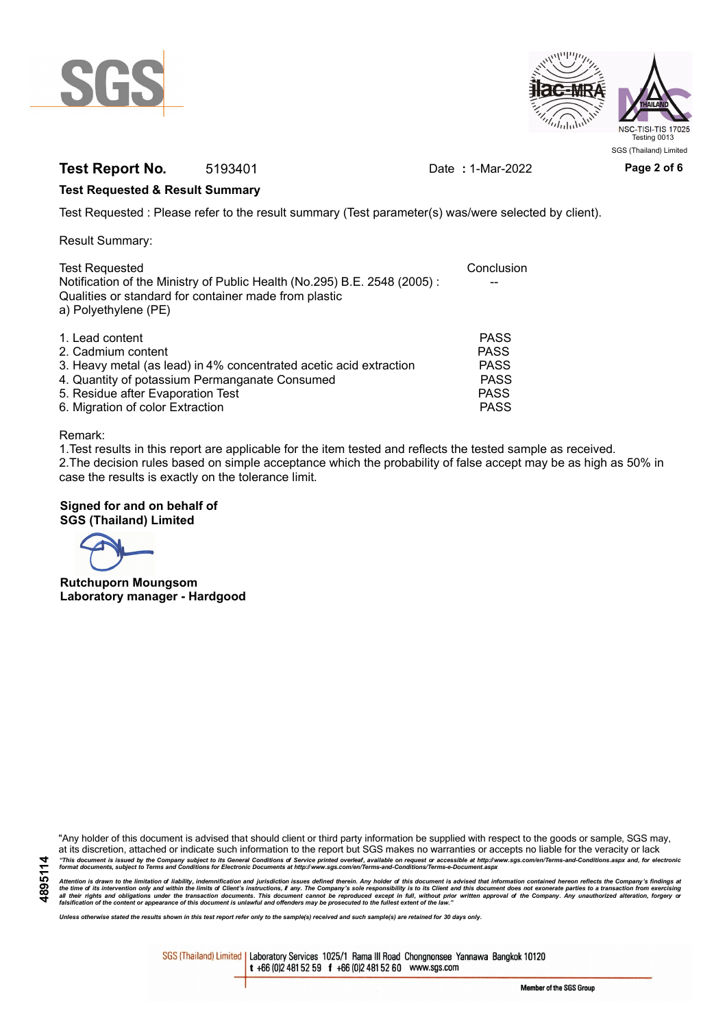**Test Report No.** 5193401 Date : 1-Mar-2022

**Test Requested & Result Summary**

Test Requested : Please refer to the result summary (Test parameter(s) was/were selected by client).

Result Summary:

| Test Requested | Conclusion |
| --- | --- |
| Notification of the Ministry of Public Health (No.295) B.E. 2548 (2005) : Qualities or standard for container made from plastic a) Polyethylene (PE) | -- |
| 1. Lead content | PASS |
| 2. Cadmium content | PASS |
| 3. Heavy metal (as lead) in 4% concentrated acetic acid extraction | PASS |
| 4. Quantity of potassium Permanganate Consumed | PASS |
| 5. Residue after Evaporation Test | PASS |
| 6. Migration of color Extraction | PASS |

Remark:

1.Test results in this report are applicable for the item tested and reflects the tested sample as received.

2.The decision rules based on simple acceptance which the probability of false accept may be as high as 50% in case the results is exactly on the tolerance limit.

**Signed for and on behalf of**
**SGS (Thailand) Limited**

**Rutchuporn Moungsom**
**Laboratory manager - Hardgood**

"Any holder of this document is advised that should client or third party information be supplied with respect to the goods or sample, SGS may, at its discretion, attached or indicate such information to the report but SGS makes no warranties or accepts no liable for the veracity or lack

*"This document is issued by the Company subject to its General Conditions of Service printed overleaf, available on request or accessible at http://www.sgs.com/en/Terms-and-Conditions.aspx and, for electronic format documents, subject to Terms and Conditions for Electronic Documents at http://www.sgs.com/en/Terms-and-Conditions/Terms-e-Document.aspx*

*Attention is drawn to the limitation of liability, indemnification and jurisdiction issues defined therein. Any holder of this document is advised that information contained hereon reflects the Company's findings at the time of its intervention only and within the limits of Client's instructions, if any. The Company's sole responsibility is to its Client and this document does not exonerate parties to a transaction from exercising all their rights and obligations under the transaction documents. This document cannot be reproduced except in full, without prior written approval of the Company. Any unauthorized alteration, forgery or falsification of the content or appearance of this document is unlawful and offenders may be prosecuted to the fullest extent of the law."*

*Unless otherwise stated the results shown in this test report refer only to the sample(s) received and such sample(s) are retained for 30 days only.*

4895114

SGS (Thailand) Limited | Laboratory Services 1025/1 Rama III Road Chongnonsee Yannawa Bangkok 10120
t +66 (0)2 481 52 59 f +66 (0)2 481 52 60 www.sgs.com

Member of the SGS Group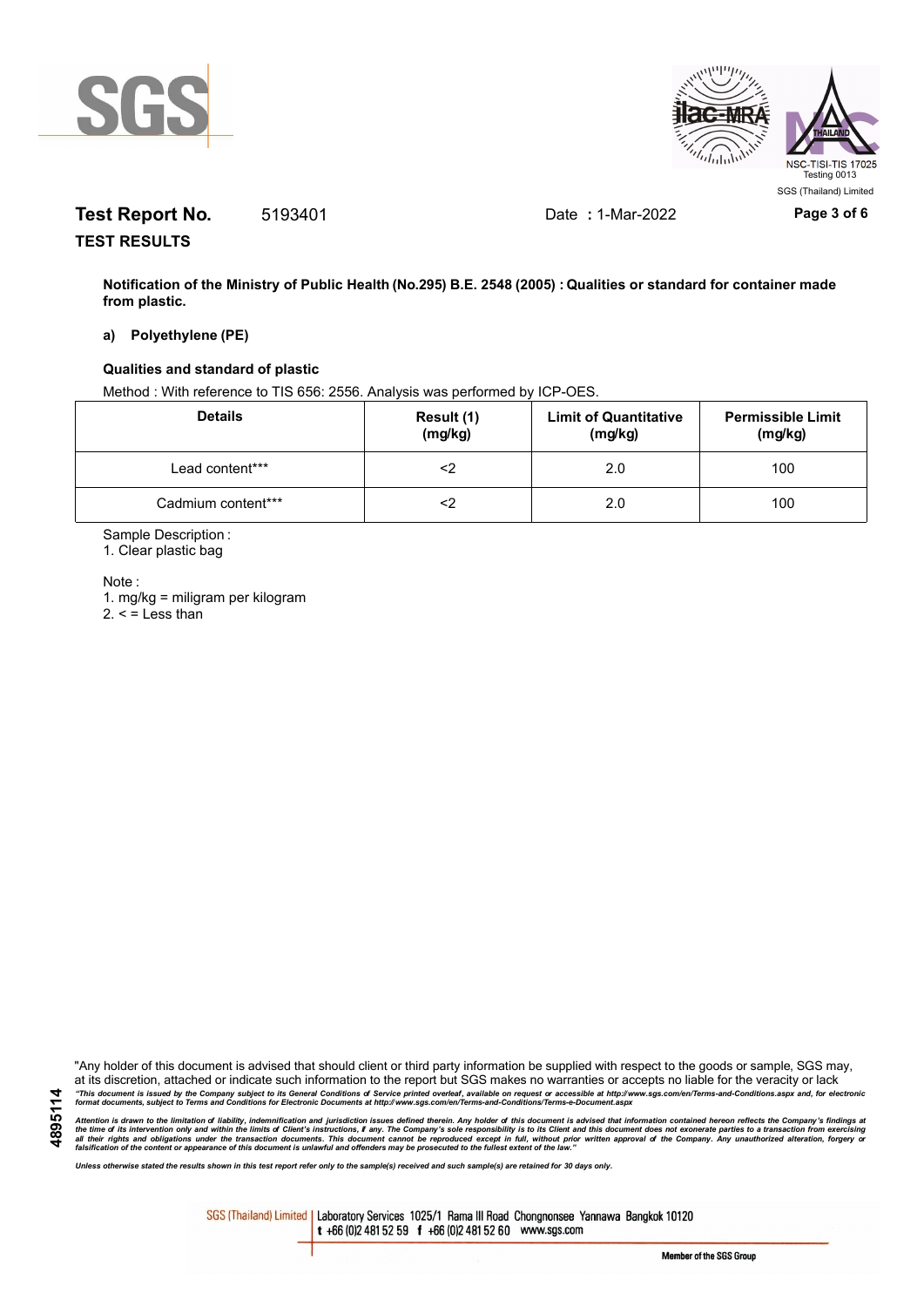**Test Report No.** 5193401 Date **:** 1-Mar-2022

**TEST RESULTS**

**Notification of the Ministry of Public Health (No.295) B.E. 2548 (2005) : Qualities or standard for container made from plastic.**

**a) Polyethylene (PE)**

**Qualities and standard of plastic**

Method : With reference to TIS 656: 2556. Analysis was performed by ICP-OES.

| Details | Result (1) (mg/kg) | Limit of Quantitative (mg/kg) | Permissible Limit (mg/kg) |
|---|---|---|---|
| Lead content*** | <2 | 2.0 | 100 |
| Cadmium content*** | <2 | 2.0 | 100 |

Sample Description :

1. Clear plastic bag

Note :

1. mg/kg = miligram per kilogram
2. < = Less than

"Any holder of this document is advised that should client or third party information be supplied with respect to the goods or sample, SGS may, at its discretion, attached or indicate such information to the report but SGS makes no warranties or accepts no liable for the veracity or lack

*"This document is issued by the Company subject to its General Conditions of Service printed overleaf, available on request or accessible at http://www.sgs.com/en/Terms-and-Conditions.aspx and, for electronic format documents, subject to Terms and Conditions for Electronic Documents at http://www.sgs.com/en/Terms-and-Conditions/Terms-e-Document.aspx*

*Attention is drawn to the limitation of liability, indemnification and jurisdiction issues defined therein. Any holder of this document is advised that information contained hereon reflects the Company's findings at the time of its intervention only and within the limits of Client's instructions, if any. The Company's sole responsibility is to its Client and this document does not exonerate parties to a transaction from exercising all their rights and obligations under the transaction documents. This document cannot be reproduced except in full, without prior written approval of the Company. Any unauthorized alteration, forgery or falsification of the content or appearance of this document is unlawful and offenders may be prosecuted to the fullest extent of the law."*

*Unless otherwise stated the results shown in this test report refer only to the sample(s) received and such sample(s) are retained for 30 days only.*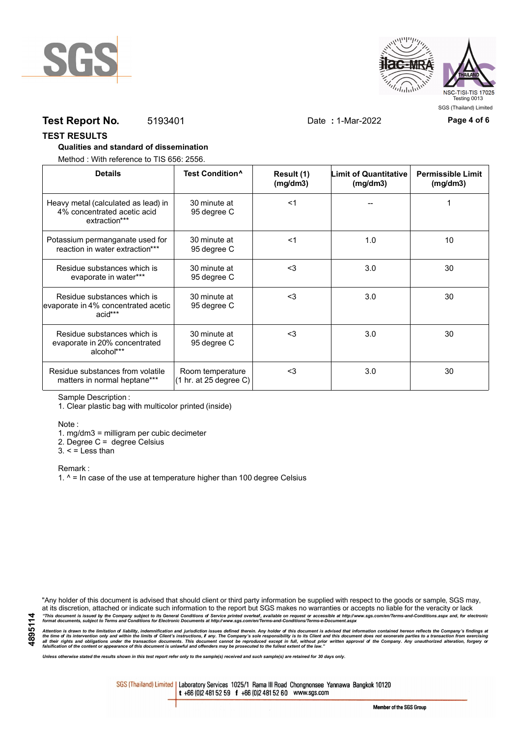**Test Report No.** 5193401 Date **:** 1-Mar-2022

## TEST RESULTS

**Qualities and standard of dissemination**

Method : With reference to TIS 656: 2556.

| Details | Test Condition^ | Result (1) (mg/dm3) | Limit of Quantitative (mg/dm3) | Permissible Limit (mg/dm3) |
|---|---|---|---|---|
| Heavy metal (calculated as lead) in 4% concentrated acetic acid extraction*** | 30 minute at 95 degree C | <1 | -- | 1 |
| Potassium permanganate used for reaction in water extraction*** | 30 minute at 95 degree C | <1 | 1.0 | 10 |
| Residue substances which is evaporate in water*** | 30 minute at 95 degree C | <3 | 3.0 | 30 |
| Residue substances which is evaporate in 4% concentrated acetic acid*** | 30 minute at 95 degree C | <3 | 3.0 | 30 |
| Residue substances which is evaporate in 20% concentrated alcohol*** | 30 minute at 95 degree C | <3 | 3.0 | 30 |
| Residue substances from volatile matters in normal heptane*** | Room temperature (1 hr. at 25 degree C) | <3 | 3.0 | 30 |

Sample Description :

1. Clear plastic bag with multicolor printed (inside)

Note :

1. mg/dm3 = milligram per cubic decimeter
2. Degree C = degree Celsius
3. < = Less than

Remark :

1. ^ = In case of the use at temperature higher than 100 degree Celsius

"Any holder of this document is advised that should client or third party information be supplied with respect to the goods or sample, SGS may, at its discretion, attached or indicate such information to the report but SGS makes no warranties or accepts no liable for the veracity or lack

*"This document is issued by the Company subject to its General Conditions of Service printed overleaf, available on request or accessible at http://www.sgs.com/en/Terms-and-Conditions.aspx and, for electronic format documents, subject to Terms and Conditions for Electronic Documents at http://www.sgs.com/en/Terms-and-Conditions/Terms-e-Document.aspx*

*Attention is drawn to the limitation of liability, indemnification and jurisdiction issues defined therein. Any holder of this document is advised that information contained hereon reflects the Company's findings at the time of its intervention only and within the limits of Client's instructions, if any. The Company's sole responsibility is to its Client and this document does not exonerate parties to a transaction from exercising all their rights and obligations under the transaction documents. This document cannot be reproduced except in full, without prior written approval of the Company. Any unauthorized alteration, forgery or falsification of the content or appearance of this document is unlawful and offenders may be prosecuted to the fullest extent of the law."*

*Unless otherwise stated the results shown in this test report refer only to the sample(s) received and such sample(s) are retained for 30 days only.*

SGS (Thailand) Limited | Laboratory Services 1025/1 Rama III Road Chongnonsee Yannawa Bangkok 10120 t +66 (0)2 481 52 59 f +66 (0)2 481 52 60 www.sgs.com

Member of the SGS Group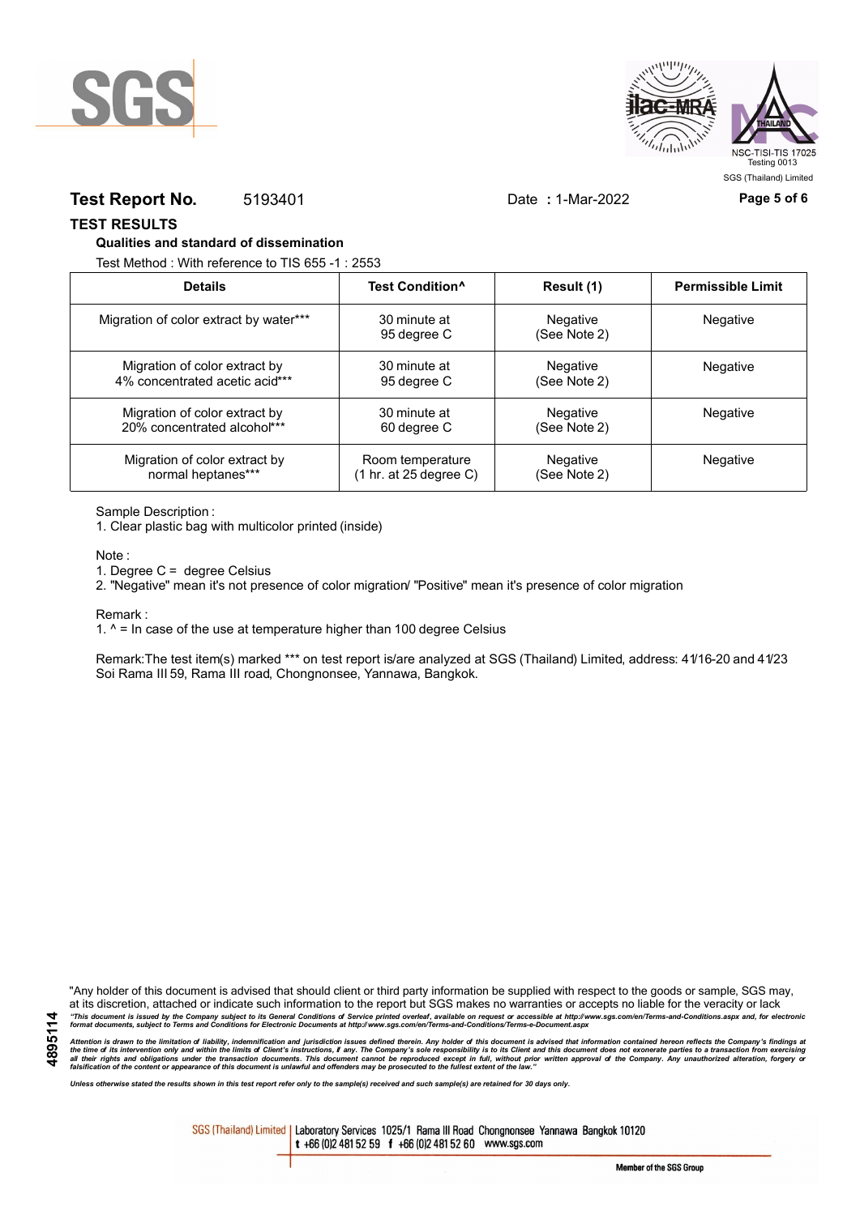**Test Report No.** 5193401 Date : 1-Mar-2022

## TEST RESULTS

### Qualities and standard of dissemination

Test Method : With reference to TIS 655 -1 : 2553

| Details | Test Condition^ | Result (1) | Permissible Limit |
|---|---|---|---|
| Migration of color extract by water*** | 30 minute at 95 degree C | Negative (See Note 2) | Negative |
| Migration of color extract by 4% concentrated acetic acid*** | 30 minute at 95 degree C | Negative (See Note 2) | Negative |
| Migration of color extract by 20% concentrated alcohol*** | 30 minute at 60 degree C | Negative (See Note 2) | Negative |
| Migration of color extract by normal heptanes*** | Room temperature (1 hr. at 25 degree C) | Negative (See Note 2) | Negative |

Sample Description :

1. Clear plastic bag with multicolor printed (inside)

Note :

1. Degree C = degree Celsius
2. "Negative" mean it's not presence of color migration/ "Positive" mean it's presence of color migration

Remark :

1. ^ = In case of the use at temperature higher than 100 degree Celsius

Remark:The test item(s) marked *** on test report is/are analyzed at SGS (Thailand) Limited, address: 41/16-20 and 41/23 Soi Rama III 59, Rama III road, Chongnonsee, Yannawa, Bangkok.

"Any holder of this document is advised that should client or third party information be supplied with respect to the goods or sample, SGS may, at its discretion, attached or indicate such information to the report but SGS makes no warranties or accepts no liable for the veracity or lack

*"This document is issued by the Company subject to its General Conditions of Service printed overleaf, available on request or accessible at http://www.sgs.com/en/Terms-and-Conditions.aspx and, for electronic format documents, subject to Terms and Conditions for Electronic Documents at http://www.sgs.com/en/Terms-and-Conditions/Terms-e-Document.aspx*

*Attention is drawn to the limitation of liability, indemnification and jurisdiction issues defined therein. Any holder of this document is advised that information contained hereon reflects the Company's findings at the time of its intervention only and within the limits of Client's instructions, if any. The Company's sole responsibility is to its Client and this document does not exonerate parties to a transaction from exercising all their rights and obligations under the transaction documents. This document cannot be reproduced except in full, without prior written approval of the Company. Any unauthorized alteration, forgery or falsification of the content or appearance of this document is unlawful and offenders may be prosecuted to the fullest extent of the law."*

*Unless otherwise stated the results shown in this test report refer only to the sample(s) received and such sample(s) are retained for 30 days only.*

SGS (Thailand) Limited | Laboratory Services 1025/1 Rama III Road Chongnonsee Yannawa Bangkok 10120 t +66 (0)2 481 52 59 f +66 (0)2 481 52 60 www.sgs.com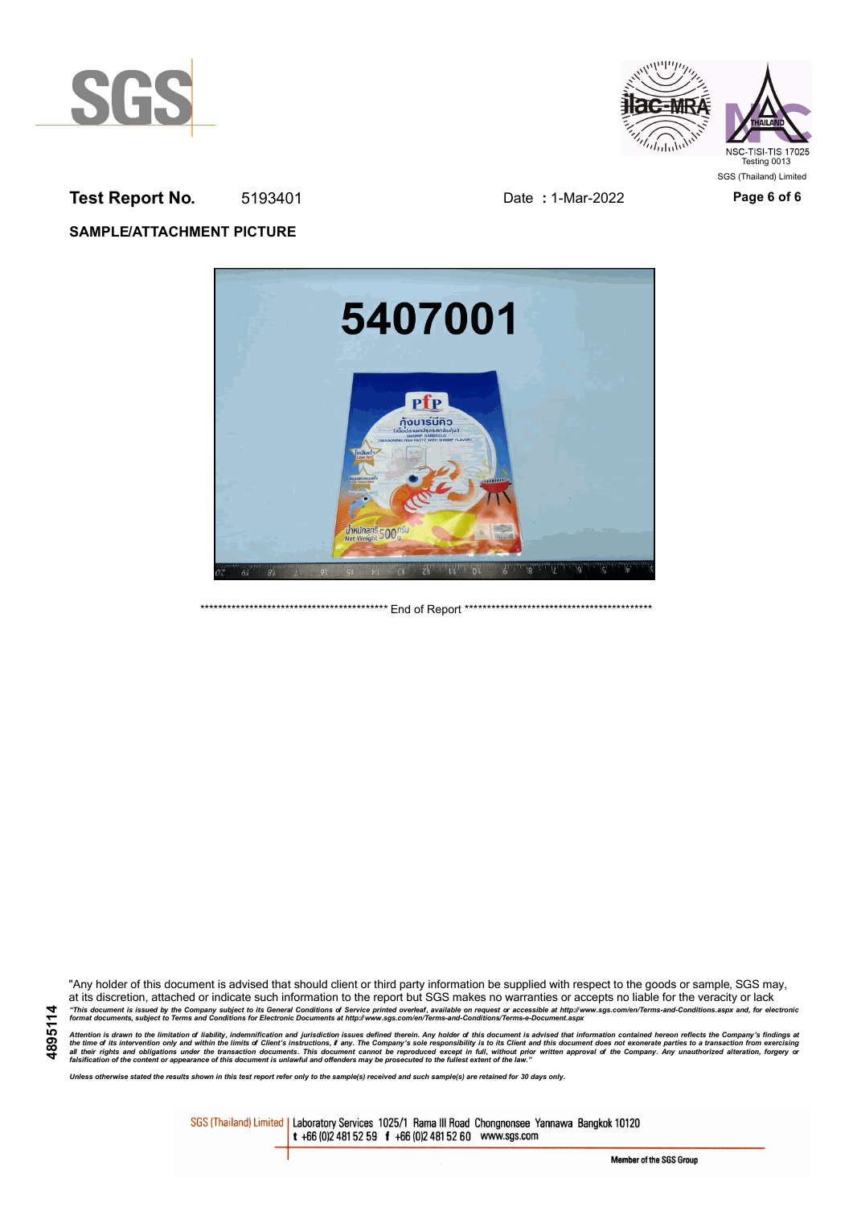**Test Report No.** 5193401 Date : 1-Mar-2022

**SAMPLE/ATTACHMENT PICTURE**

******************************************** End of Report ********************************************

"Any holder of this document is advised that should client or third party information be supplied with respect to the goods or sample, SGS may, at its discretion, attached or indicate such information to the report but SGS makes no warranties or accepts no liable for the veracity or lack

*"This document is issued by the Company subject to its General Conditions of Service printed overleaf, available on request or accessible at http://www.sgs.com/en/Terms-and-Conditions.aspx and, for electronic format documents, subject to Terms and Conditions for Electronic Documents at http://www.sgs.com/en/Terms-and-Conditions/Terms-e-Document.aspx*

*Attention is drawn to the limitation of liability, indemnification and jurisdiction issues defined therein. Any holder of this document is advised that information contained hereon reflects the Company's findings at the time of its intervention only and within the limits of Client's instructions, if any. The Company's sole responsibility is to its Client and this document does not exonerate parties to a transaction from exercising all their rights and obligations under the transaction documents. This document cannot be reproduced except in full, without prior written approval of the Company. Any unauthorized alteration, forgery or falsification of the content or appearance of this document is unlawful and offenders may be prosecuted to the fullest extent of the law."*

*Unless otherwise stated the results shown in this test report refer only to the sample(s) received and such sample(s) are retained for 30 days only.*

SGS (Thailand) Limited | Laboratory Services 1025/1 Rama III Road Chongnonsee Yannawa Bangkok 10120
t +66 (0)2 481 52 59 f +66 (0)2 481 52 60 www.sgs.com

Member of the SGS Group